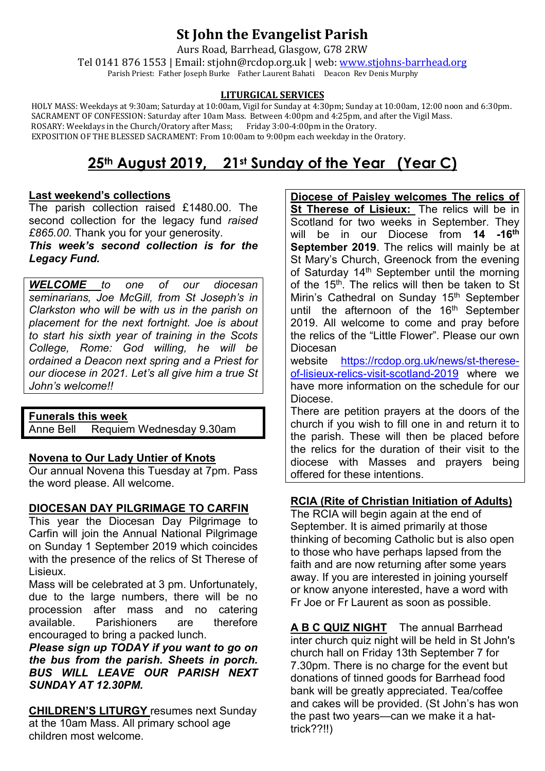# St John the Evangelist Parish

Aurs Road, Barrhead, Glasgow, G78 2RW

Tel 0141 876 1553 | Email: stjohn@rcdop.org.uk | web: www.stjohns-barrhead.org

Parish Priest: Father Joseph Burke Father Laurent Bahati Deacon Rev Denis Murphy

### LITURGICAL SERVICES

HOLY MASS: Weekdays at 9:30am; Saturday at 10:00am, Vigil for Sunday at 4:30pm; Sunday at 10:00am, 12:00 noon and 6:30pm.
SACRAMENT OF CONFESSION: Saturday after 10am Mass. Between 4:00pm and 4:25pm, and after the Vigil Mass.
ROSARY: Weekdays in the Church/Oratory after Mass; Friday 3:00-4:00pm in the Oratory.
EXPOSITION OF THE BLESSED SACRAMENT: From 10:00am to 9:00pm each weekday in the Oratory.

## 25th August 2019, 21st Sunday of the Year (Year C)

**Last weekend's collections**

The parish collection raised £1480.00. The second collection for the legacy fund *raised £865.00*. Thank you for your generosity.

***This week's second collection is for the Legacy Fund.***

***WELCOME*** *to one of our diocesan seminarians, Joe McGill, from St Joseph's in Clarkston who will be with us in the parish on placement for the next fortnight. Joe is about to start his sixth year of training in the Scots College, Rome: God willing, he will be ordained a Deacon next spring and a Priest for our diocese in 2021. Let's all give him a true St John's welcome!!*

**Funerals this week**

Anne Bell Requiem Wednesday 9.30am

**Novena to Our Lady Untier of Knots**

Our annual Novena this Tuesday at 7pm. Pass the word please. All welcome.

**DIOCESAN DAY PILGRIMAGE TO CARFIN**

This year the Diocesan Day Pilgrimage to Carfin will join the Annual National Pilgrimage on Sunday 1 September 2019 which coincides with the presence of the relics of St Therese of Lisieux.

Mass will be celebrated at 3 pm. Unfortunately, due to the large numbers, there will be no procession after mass and no catering available. Parishioners are therefore encouraged to bring a packed lunch.

***Please sign up TODAY if you want to go on the bus from the parish. Sheets in porch. BUS WILL LEAVE OUR PARISH NEXT SUNDAY AT 12.30PM.***

**CHILDREN'S LITURGY** resumes next Sunday at the 10am Mass. All primary school age children most welcome.

**Diocese of Paisley welcomes The relics of St Therese of Lisieux:** The relics will be in Scotland for two weeks in September. They will be in our Diocese from **14 -16th September 2019**. The relics will mainly be at St Mary's Church, Greenock from the evening of Saturday 14th September until the morning of the 15th. The relics will then be taken to St Mirin's Cathedral on Sunday 15th September until the afternoon of the 16th September 2019. All welcome to come and pray before the relics of the "Little Flower". Please our own Diocesan website https://rcdop.org.uk/news/st-therese-of-lisieux-relics-visit-scotland-2019 where we have more information on the schedule for our Diocese.

There are petition prayers at the doors of the church if you wish to fill one in and return it to the parish. These will then be placed before the relics for the duration of their visit to the diocese with Masses and prayers being offered for these intentions.

**RCIA (Rite of Christian Initiation of Adults)**

The RCIA will begin again at the end of September. It is aimed primarily at those thinking of becoming Catholic but is also open to those who have perhaps lapsed from the faith and are now returning after some years away. If you are interested in joining yourself or know anyone interested, have a word with Fr Joe or Fr Laurent as soon as possible.

**A B C QUIZ NIGHT** The annual Barrhead inter church quiz night will be held in St John's church hall on Friday 13th September 7 for 7.30pm. There is no charge for the event but donations of tinned goods for Barrhead food bank will be greatly appreciated. Tea/coffee and cakes will be provided. (St John's has won the past two years—can we make it a hat-trick??!!)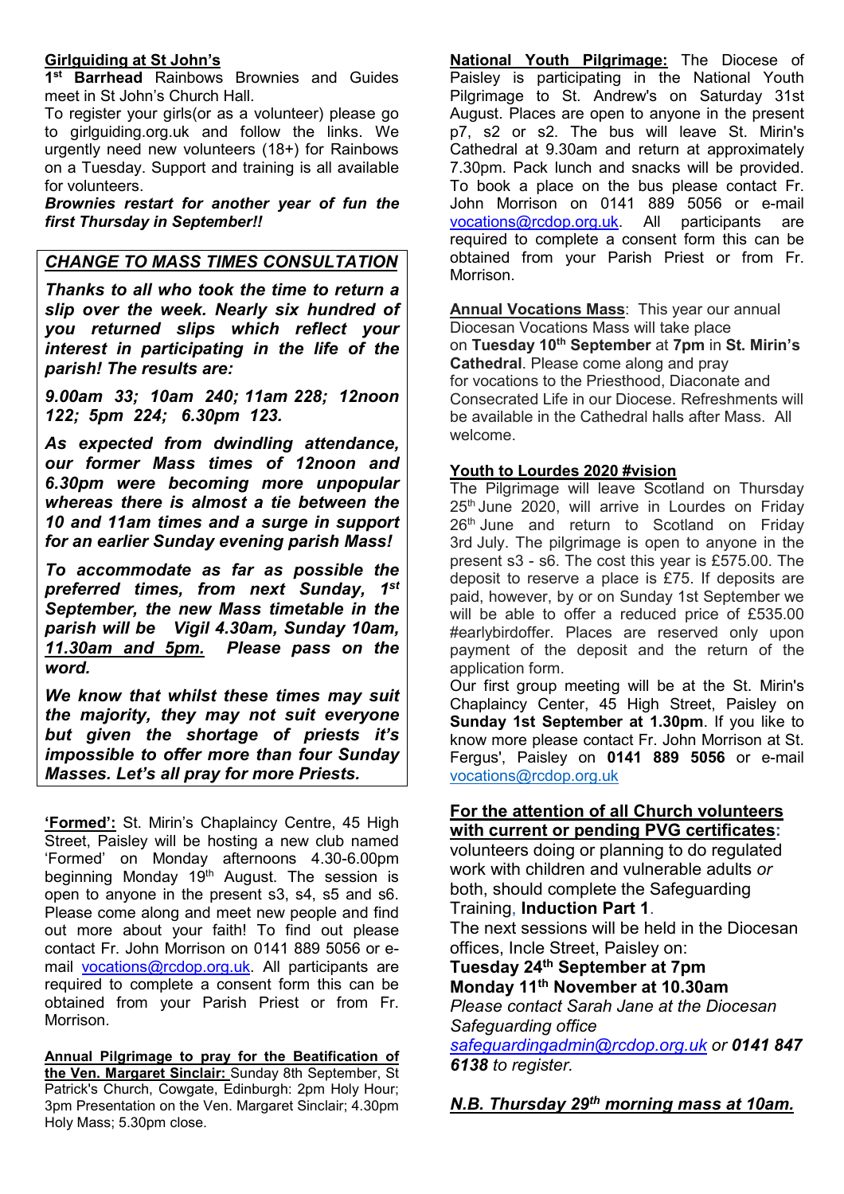**Girlguiding at St John's**

**1st Barrhead** Rainbows Brownies and Guides meet in St John's Church Hall.

To register your girls(or as a volunteer) please go to girlguiding.org.uk and follow the links. We urgently need new volunteers (18+) for Rainbows on a Tuesday. Support and training is all available for volunteers.

***Brownies restart for another year of fun the first Thursday in September!!***

***CHANGE TO MASS TIMES CONSULTATION***

***Thanks to all who took the time to return a slip over the week. Nearly six hundred of you returned slips which reflect your interest in participating in the life of the parish! The results are:***

***9.00am 33; 10am 240; 11am 228; 12noon 122; 5pm 224; 6.30pm 123.***

***As expected from dwindling attendance, our former Mass times of 12noon and 6.30pm were becoming more unpopular whereas there is almost a tie between the 10 and 11am times and a surge in support for an earlier Sunday evening parish Mass!***

***To accommodate as far as possible the preferred times, from next Sunday, 1st September, the new Mass timetable in the parish will be Vigil 4.30am, Sunday 10am, 11.30am and 5pm. Please pass on the word.***

***We know that whilst these times may suit the majority, they may not suit everyone but given the shortage of priests it's impossible to offer more than four Sunday Masses. Let's all pray for more Priests.***

**'Formed':** St. Mirin's Chaplaincy Centre, 45 High Street, Paisley will be hosting a new club named 'Formed' on Monday afternoons 4.30-6.00pm beginning Monday 19th August. The session is open to anyone in the present s3, s4, s5 and s6. Please come along and meet new people and find out more about your faith! To find out please contact Fr. John Morrison on 0141 889 5056 or e-mail vocations@rcdop.org.uk. All participants are required to complete a consent form this can be obtained from your Parish Priest or from Fr. Morrison.

**Annual Pilgrimage to pray for the Beatification of the Ven. Margaret Sinclair:** Sunday 8th September, St Patrick's Church, Cowgate, Edinburgh: 2pm Holy Hour; 3pm Presentation on the Ven. Margaret Sinclair; 4.30pm Holy Mass; 5.30pm close.

**National Youth Pilgrimage:** The Diocese of Paisley is participating in the National Youth Pilgrimage to St. Andrew's on Saturday 31st August. Places are open to anyone in the present p7, s2 or s2. The bus will leave St. Mirin's Cathedral at 9.30am and return at approximately 7.30pm. Pack lunch and snacks will be provided. To book a place on the bus please contact Fr. John Morrison on 0141 889 5056 or e-mail vocations@rcdop.org.uk. All participants are required to complete a consent form this can be obtained from your Parish Priest or from Fr. Morrison.

**Annual Vocations Mass**: This year our annual Diocesan Vocations Mass will take place on **Tuesday 10th September** at **7pm** in **St. Mirin's Cathedral**. Please come along and pray for vocations to the Priesthood, Diaconate and Consecrated Life in our Diocese. Refreshments will be available in the Cathedral halls after Mass. All welcome.

**Youth to Lourdes 2020 #vision**

The Pilgrimage will leave Scotland on Thursday 25th June 2020, will arrive in Lourdes on Friday 26th June and return to Scotland on Friday 3rd July. The pilgrimage is open to anyone in the present s3 - s6. The cost this year is £575.00. The deposit to reserve a place is £75. If deposits are paid, however, by or on Sunday 1st September we will be able to offer a reduced price of £535.00 #earlybirdoffer. Places are reserved only upon payment of the deposit and the return of the application form.

Our first group meeting will be at the St. Mirin's Chaplaincy Center, 45 High Street, Paisley on **Sunday 1st September at 1.30pm**. If you like to know more please contact Fr. John Morrison at St. Fergus', Paisley on **0141 889 5056** or e-mail vocations@rcdop.org.uk

**For the attention of all Church volunteers with current or pending PVG certificates**: volunteers doing or planning to do regulated work with children and vulnerable adults *or* both, should complete the Safeguarding Training, **Induction Part 1**.

The next sessions will be held in the Diocesan offices, Incle Street, Paisley on:

**Tuesday 24th September at 7pm**

**Monday 11th November at 10.30am**

*Please contact Sarah Jane at the Diocesan Safeguarding office safeguardingadmin@rcdop.org.uk or **0141 847 6138** to register.*

***N.B. Thursday 29th morning mass at 10am.***